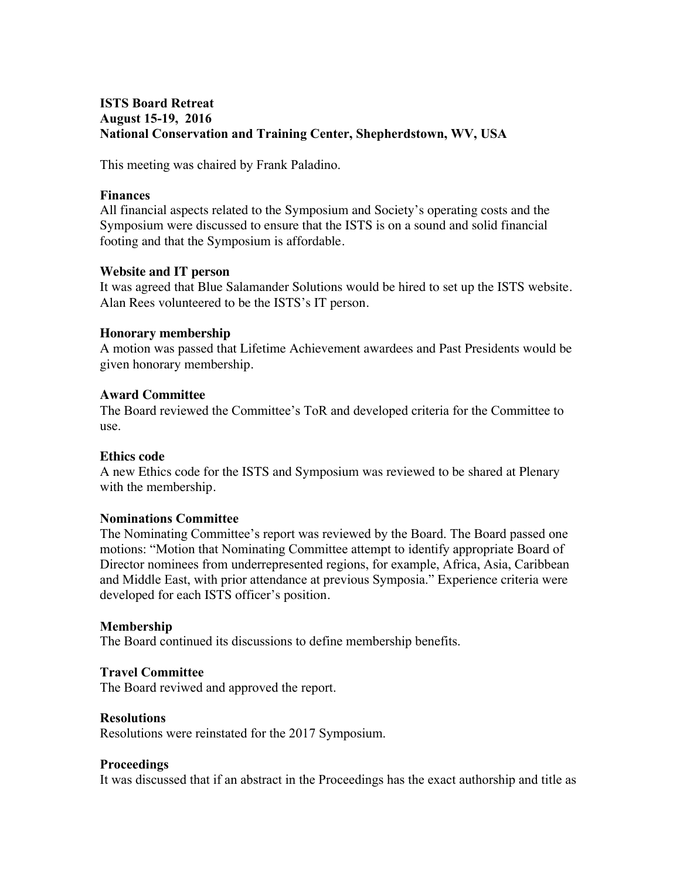**ISTS Board Retreat**
**August 15-19, 2016**
**National Conservation and Training Center, Shepherdstown, WV, USA**

This meeting was chaired by Frank Paladino.

**Finances**
All financial aspects related to the Symposium and Society's operating costs and the Symposium were discussed to ensure that the ISTS is on a sound and solid financial footing and that the Symposium is affordable.

**Website and IT person**
It was agreed that Blue Salamander Solutions would be hired to set up the ISTS website. Alan Rees volunteered to be the ISTS's IT person.

**Honorary membership**
A motion was passed that Lifetime Achievement awardees and Past Presidents would be given honorary membership.

**Award Committee**
The Board reviewed the Committee's ToR and developed criteria for the Committee to use.

**Ethics code**
A new Ethics code for the ISTS and Symposium was reviewed to be shared at Plenary with the membership.

**Nominations Committee**
The Nominating Committee's report was reviewed by the Board. The Board passed one motions: "Motion that Nominating Committee attempt to identify appropriate Board of Director nominees from underrepresented regions, for example, Africa, Asia, Caribbean and Middle East, with prior attendance at previous Symposia." Experience criteria were developed for each ISTS officer's position.

**Membership**
The Board continued its discussions to define membership benefits.

**Travel Committee**
The Board reviwed and approved the report.

**Resolutions**
Resolutions were reinstated for the 2017 Symposium.

**Proceedings**
It was discussed that if an abstract in the Proceedings has the exact authorship and title as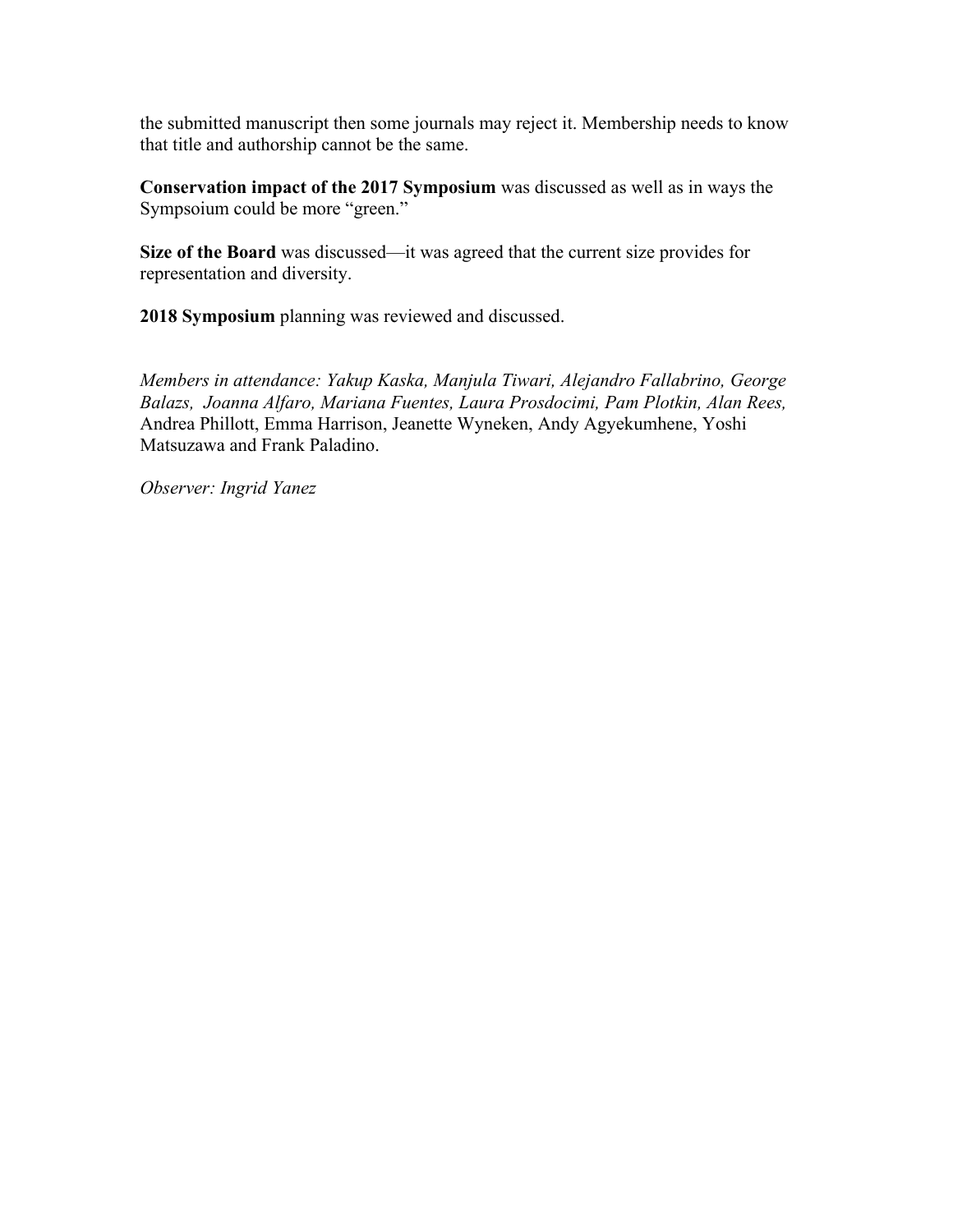the submitted manuscript then some journals may reject it. Membership needs to know that title and authorship cannot be the same.

**Conservation impact of the 2017 Symposium** was discussed as well as in ways the Sympsoium could be more "green."

**Size of the Board** was discussed—it was agreed that the current size provides for representation and diversity.

**2018 Symposium** planning was reviewed and discussed.

*Members in attendance: Yakup Kaska, Manjula Tiwari, Alejandro Fallabrino, George Balazs, Joanna Alfaro, Mariana Fuentes, Laura Prosdocimi, Pam Plotkin, Alan Rees,* Andrea Phillott, Emma Harrison, Jeanette Wyneken, Andy Agyekumhene, Yoshi Matsuzawa and Frank Paladino.

*Observer: Ingrid Yanez*